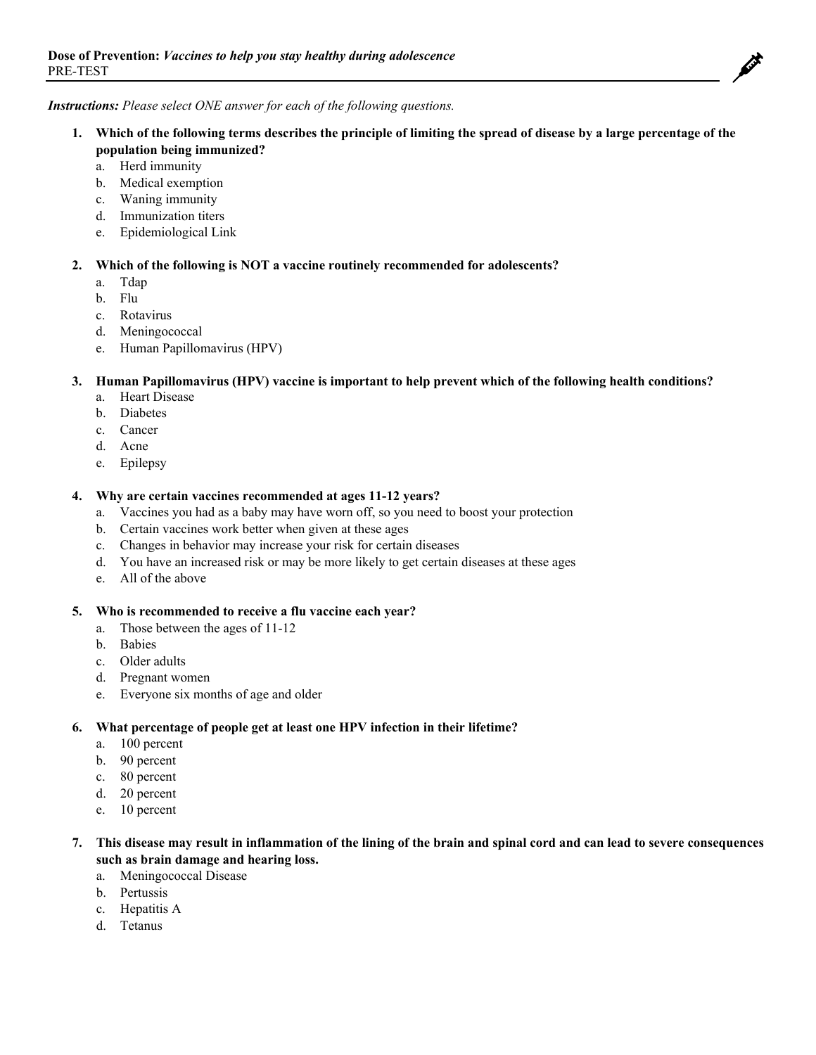**Dose of Prevention:** ***Vaccines to help you stay healthy during adolescence***
PRE-TEST

***Instructions:*** *Please select ONE answer for each of the following questions.*

1. **Which of the following terms describes the principle of limiting the spread of disease by a large percentage of the population being immunized?**
   a. Herd immunity
   b. Medical exemption
   c. Waning immunity
   d. Immunization titers
   e. Epidemiological Link

2. **Which of the following is NOT a vaccine routinely recommended for adolescents?**
   a. Tdap
   b. Flu
   c. Rotavirus
   d. Meningococcal
   e. Human Papillomavirus (HPV)

3. **Human Papillomavirus (HPV) vaccine is important to help prevent which of the following health conditions?**
   a. Heart Disease
   b. Diabetes
   c. Cancer
   d. Acne
   e. Epilepsy

4. **Why are certain vaccines recommended at ages 11-12 years?**
   a. Vaccines you had as a baby may have worn off, so you need to boost your protection
   b. Certain vaccines work better when given at these ages
   c. Changes in behavior may increase your risk for certain diseases
   d. You have an increased risk or may be more likely to get certain diseases at these ages
   e. All of the above

5. **Who is recommended to receive a flu vaccine each year?**
   a. Those between the ages of 11-12
   b. Babies
   c. Older adults
   d. Pregnant women
   e. Everyone six months of age and older

6. **What percentage of people get at least one HPV infection in their lifetime?**
   a. 100 percent
   b. 90 percent
   c. 80 percent
   d. 20 percent
   e. 10 percent

7. **This disease may result in inflammation of the lining of the brain and spinal cord and can lead to severe consequences such as brain damage and hearing loss.**
   a. Meningococcal Disease
   b. Pertussis
   c. Hepatitis A
   d. Tetanus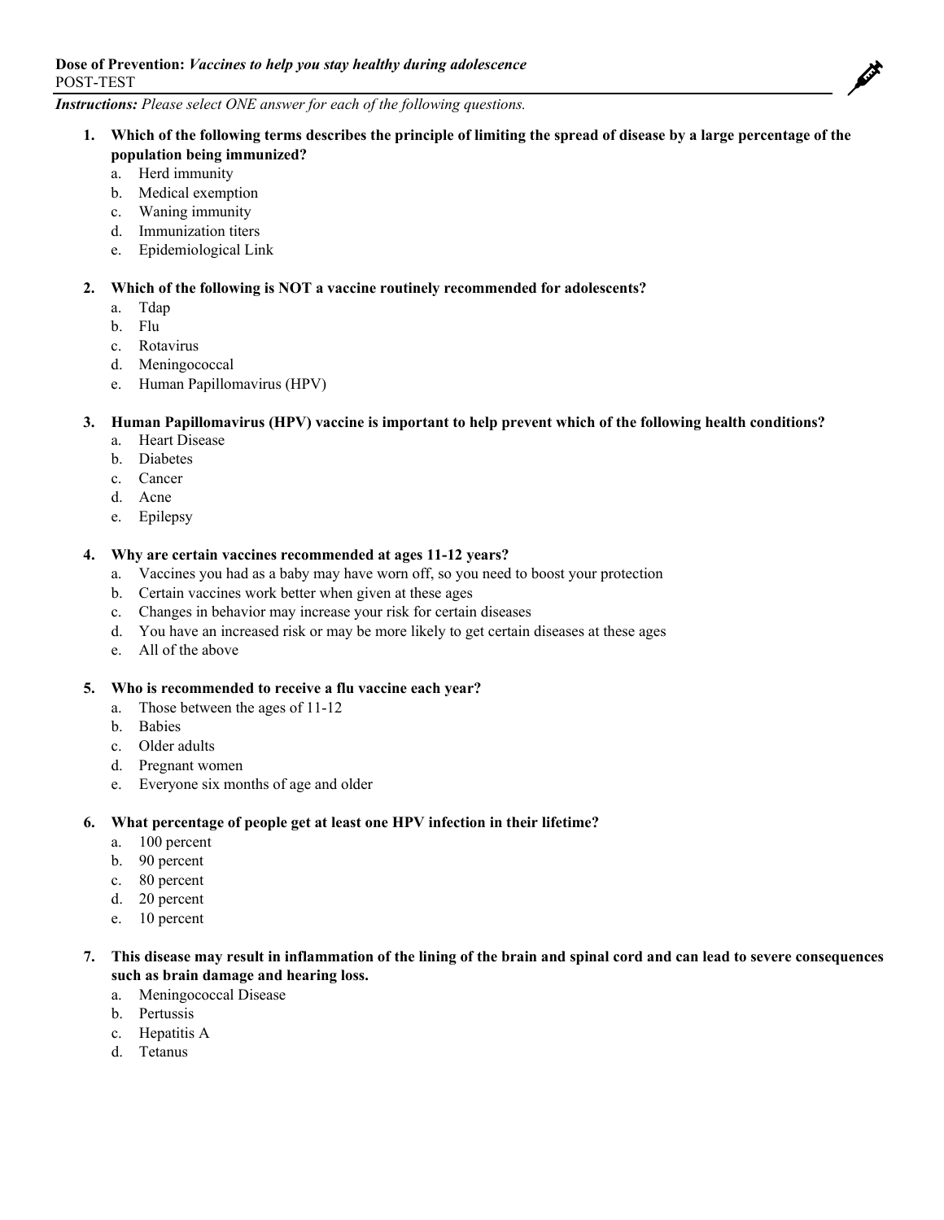**Dose of Prevention:** ***Vaccines to help you stay healthy during adolescence***
POST-TEST

***Instructions:*** *Please select ONE answer for each of the following questions.*

1. **Which of the following terms describes the principle of limiting the spread of disease by a large percentage of the population being immunized?**
   a. Herd immunity
   b. Medical exemption
   c. Waning immunity
   d. Immunization titers
   e. Epidemiological Link

2. **Which of the following is NOT a vaccine routinely recommended for adolescents?**
   a. Tdap
   b. Flu
   c. Rotavirus
   d. Meningococcal
   e. Human Papillomavirus (HPV)

3. **Human Papillomavirus (HPV) vaccine is important to help prevent which of the following health conditions?**
   a. Heart Disease
   b. Diabetes
   c. Cancer
   d. Acne
   e. Epilepsy

4. **Why are certain vaccines recommended at ages 11-12 years?**
   a. Vaccines you had as a baby may have worn off, so you need to boost your protection
   b. Certain vaccines work better when given at these ages
   c. Changes in behavior may increase your risk for certain diseases
   d. You have an increased risk or may be more likely to get certain diseases at these ages
   e. All of the above

5. **Who is recommended to receive a flu vaccine each year?**
   a. Those between the ages of 11-12
   b. Babies
   c. Older adults
   d. Pregnant women
   e. Everyone six months of age and older

6. **What percentage of people get at least one HPV infection in their lifetime?**
   a. 100 percent
   b. 90 percent
   c. 80 percent
   d. 20 percent
   e. 10 percent

7. **This disease may result in inflammation of the lining of the brain and spinal cord and can lead to severe consequences such as brain damage and hearing loss.**
   a. Meningococcal Disease
   b. Pertussis
   c. Hepatitis A
   d. Tetanus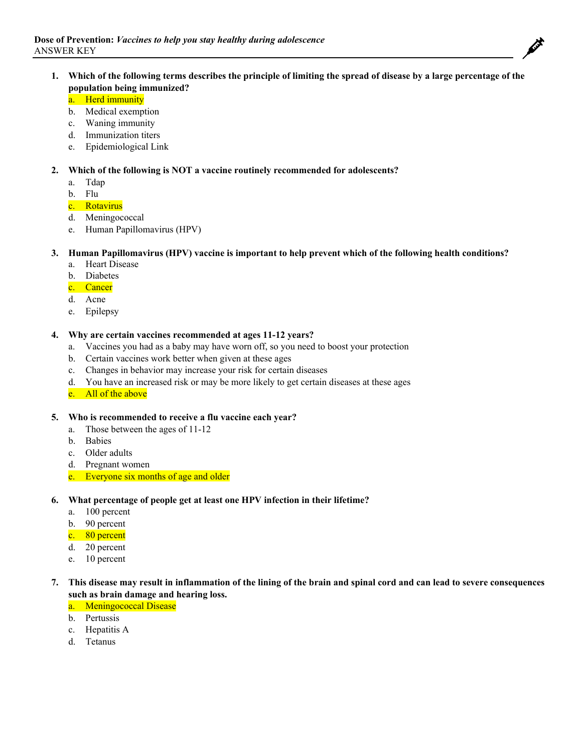**Dose of Prevention:** ***Vaccines to help you stay healthy during adolescence***
ANSWER KEY

1. **Which of the following terms describes the principle of limiting the spread of disease by a large percentage of the population being immunized?**
   a. Herd immunity
   b. Medical exemption
   c. Waning immunity
   d. Immunization titers
   e. Epidemiological Link

2. **Which of the following is NOT a vaccine routinely recommended for adolescents?**
   a. Tdap
   b. Flu
   c. Rotavirus
   d. Meningococcal
   e. Human Papillomavirus (HPV)

3. **Human Papillomavirus (HPV) vaccine is important to help prevent which of the following health conditions?**
   a. Heart Disease
   b. Diabetes
   c. Cancer
   d. Acne
   e. Epilepsy

4. **Why are certain vaccines recommended at ages 11-12 years?**
   a. Vaccines you had as a baby may have worn off, so you need to boost your protection
   b. Certain vaccines work better when given at these ages
   c. Changes in behavior may increase your risk for certain diseases
   d. You have an increased risk or may be more likely to get certain diseases at these ages
   e. All of the above

5. **Who is recommended to receive a flu vaccine each year?**
   a. Those between the ages of 11-12
   b. Babies
   c. Older adults
   d. Pregnant women
   e. Everyone six months of age and older

6. **What percentage of people get at least one HPV infection in their lifetime?**
   a. 100 percent
   b. 90 percent
   c. 80 percent
   d. 20 percent
   e. 10 percent

7. **This disease may result in inflammation of the lining of the brain and spinal cord and can lead to severe consequences such as brain damage and hearing loss.**
   a. Meningococcal Disease
   b. Pertussis
   c. Hepatitis A
   d. Tetanus